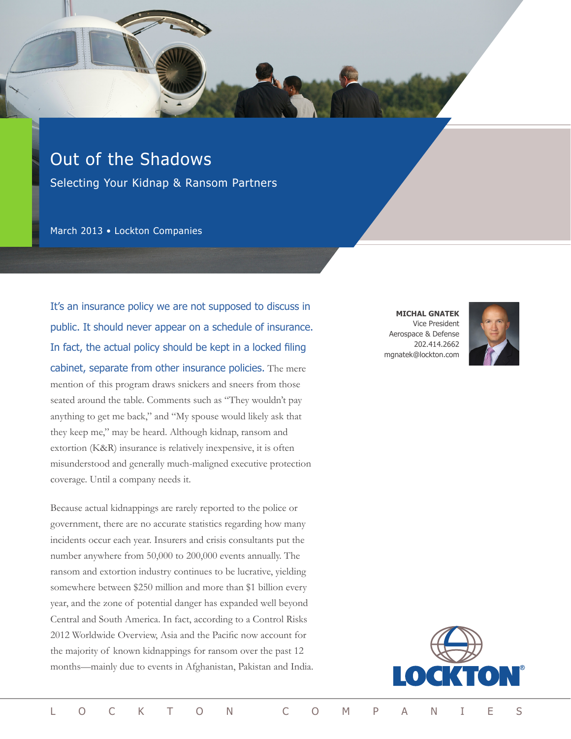# Out of the Shadows

## Selecting Your Kidnap & Ransom Partners

March 2013 • Lockton Companies

**MICHAL GNATEK**
Vice President
Aerospace & Defense
202.414.2662
mgnatek@lockton.com

It's an insurance policy we are not supposed to discuss in public. It should never appear on a schedule of insurance. In fact, the actual policy should be kept in a locked filing cabinet, separate from other insurance policies. The mere mention of this program draws snickers and sneers from those seated around the table. Comments such as "They wouldn't pay anything to get me back," and "My spouse would likely ask that they keep me," may be heard. Although kidnap, ransom and extortion (K&R) insurance is relatively inexpensive, it is often misunderstood and generally much-maligned executive protection coverage. Until a company needs it.

Because actual kidnappings are rarely reported to the police or government, there are no accurate statistics regarding how many incidents occur each year. Insurers and crisis consultants put the number anywhere from 50,000 to 200,000 events annually. The ransom and extortion industry continues to be lucrative, yielding somewhere between $250 million and more than $1 billion every year, and the zone of potential danger has expanded well beyond Central and South America. In fact, according to a Control Risks 2012 Worldwide Overview, Asia and the Pacific now account for the majority of known kidnappings for ransom over the past 12 months—mainly due to events in Afghanistan, Pakistan and India.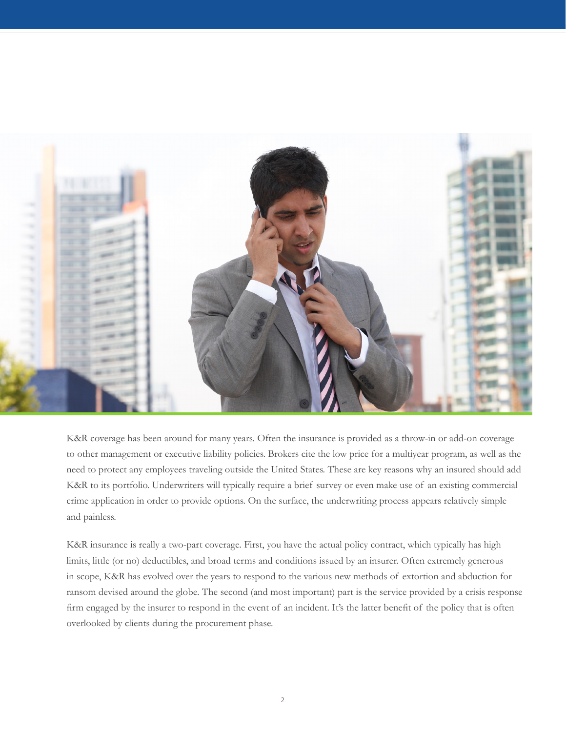K&R coverage has been around for many years. Often the insurance is provided as a throw-in or add-on coverage to other management or executive liability policies. Brokers cite the low price for a multiyear program, as well as the need to protect any employees traveling outside the United States. These are key reasons why an insured should add K&R to its portfolio. Underwriters will typically require a brief survey or even make use of an existing commercial crime application in order to provide options. On the surface, the underwriting process appears relatively simple and painless.

K&R insurance is really a two-part coverage. First, you have the actual policy contract, which typically has high limits, little (or no) deductibles, and broad terms and conditions issued by an insurer. Often extremely generous in scope, K&R has evolved over the years to respond to the various new methods of extortion and abduction for ransom devised around the globe. The second (and most important) part is the service provided by a crisis response firm engaged by the insurer to respond in the event of an incident. It's the latter benefit of the policy that is often overlooked by clients during the procurement phase.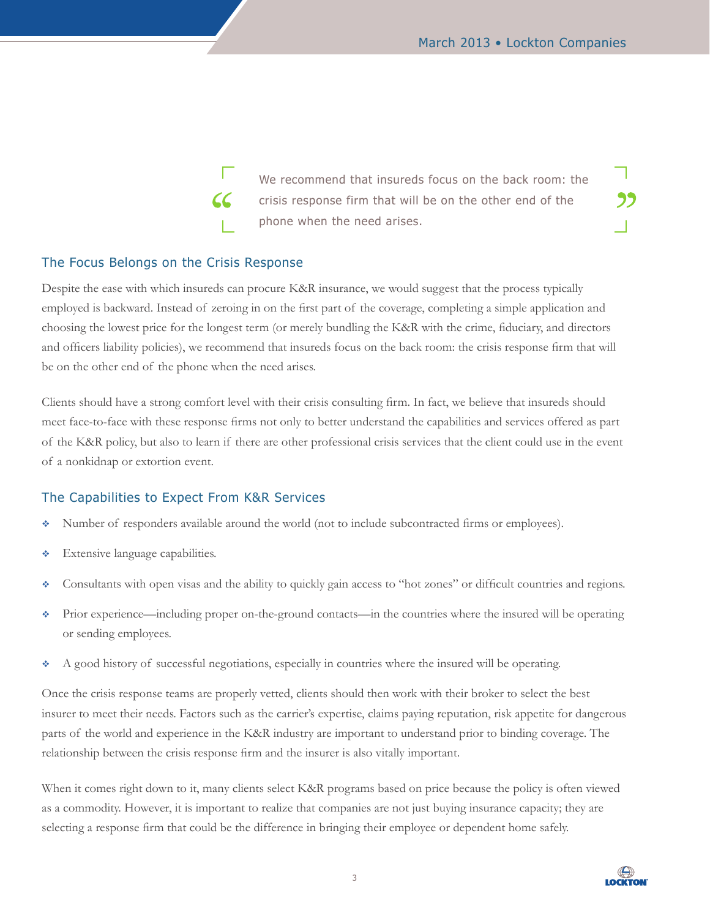> We recommend that insureds focus on the back room: the crisis response firm that will be on the other end of the phone when the need arises.

## The Focus Belongs on the Crisis Response

Despite the ease with which insureds can procure K&R insurance, we would suggest that the process typically employed is backward. Instead of zeroing in on the first part of the coverage, completing a simple application and choosing the lowest price for the longest term (or merely bundling the K&R with the crime, fiduciary, and directors and officers liability policies), we recommend that insureds focus on the back room: the crisis response firm that will be on the other end of the phone when the need arises.

Clients should have a strong comfort level with their crisis consulting firm. In fact, we believe that insureds should meet face-to-face with these response firms not only to better understand the capabilities and services offered as part of the K&R policy, but also to learn if there are other professional crisis services that the client could use in the event of a nonkidnap or extortion event.

## The Capabilities to Expect From K&R Services

- Number of responders available around the world (not to include subcontracted firms or employees).
- Extensive language capabilities.
- Consultants with open visas and the ability to quickly gain access to "hot zones" or difficult countries and regions.
- Prior experience—including proper on-the-ground contacts—in the countries where the insured will be operating or sending employees.
- A good history of successful negotiations, especially in countries where the insured will be operating.

Once the crisis response teams are properly vetted, clients should then work with their broker to select the best insurer to meet their needs. Factors such as the carrier's expertise, claims paying reputation, risk appetite for dangerous parts of the world and experience in the K&R industry are important to understand prior to binding coverage. The relationship between the crisis response firm and the insurer is also vitally important.

When it comes right down to it, many clients select K&R programs based on price because the policy is often viewed as a commodity. However, it is important to realize that companies are not just buying insurance capacity; they are selecting a response firm that could be the difference in bringing their employee or dependent home safely.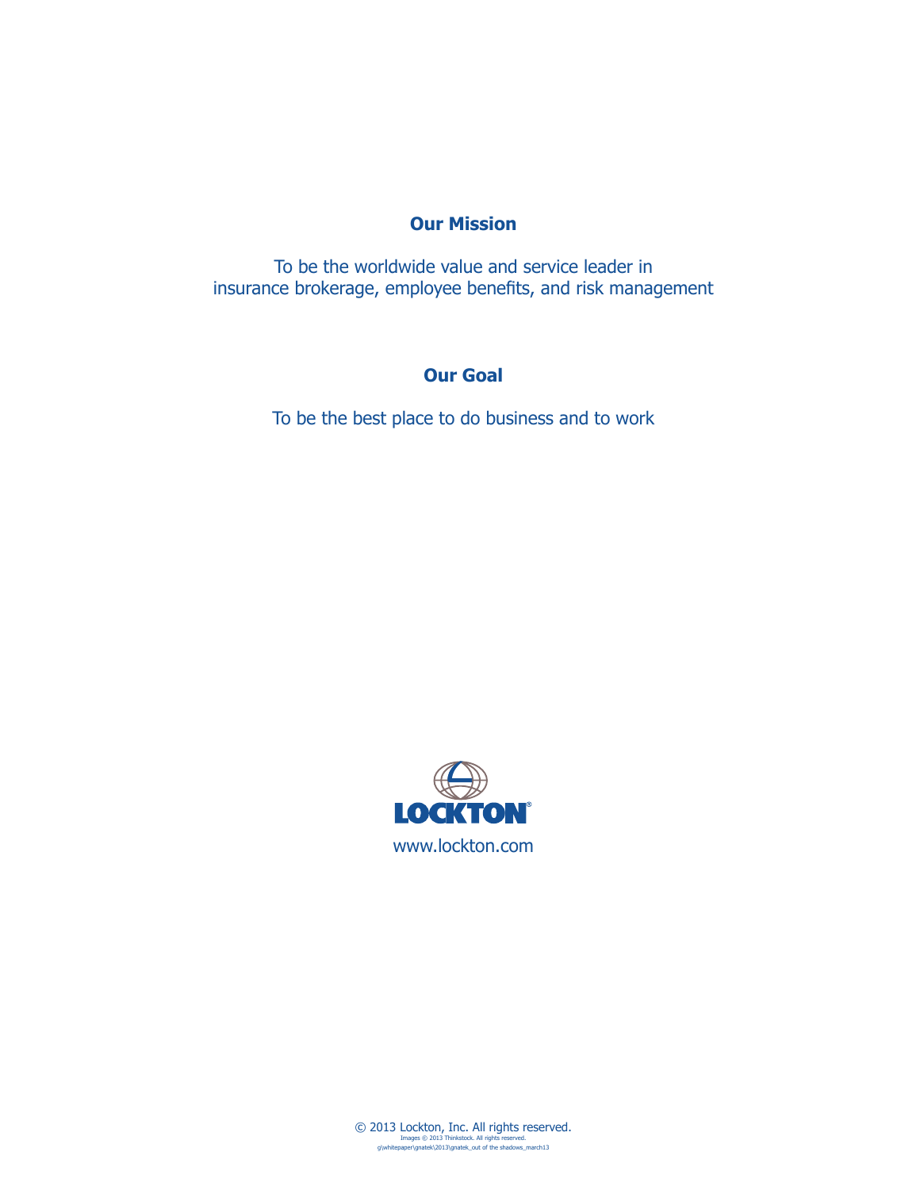**Our Mission**

To be the worldwide value and service leader in
insurance brokerage, employee benefits, and risk management

**Our Goal**

To be the best place to do business and to work

LOCKTON®

www.lockton.com

© 2013 Lockton, Inc. All rights reserved.
Images © 2013 Thinkstock. All rights reserved.
g\whitepaper\gnatek\2013\gnatek_out of the shadows_march13